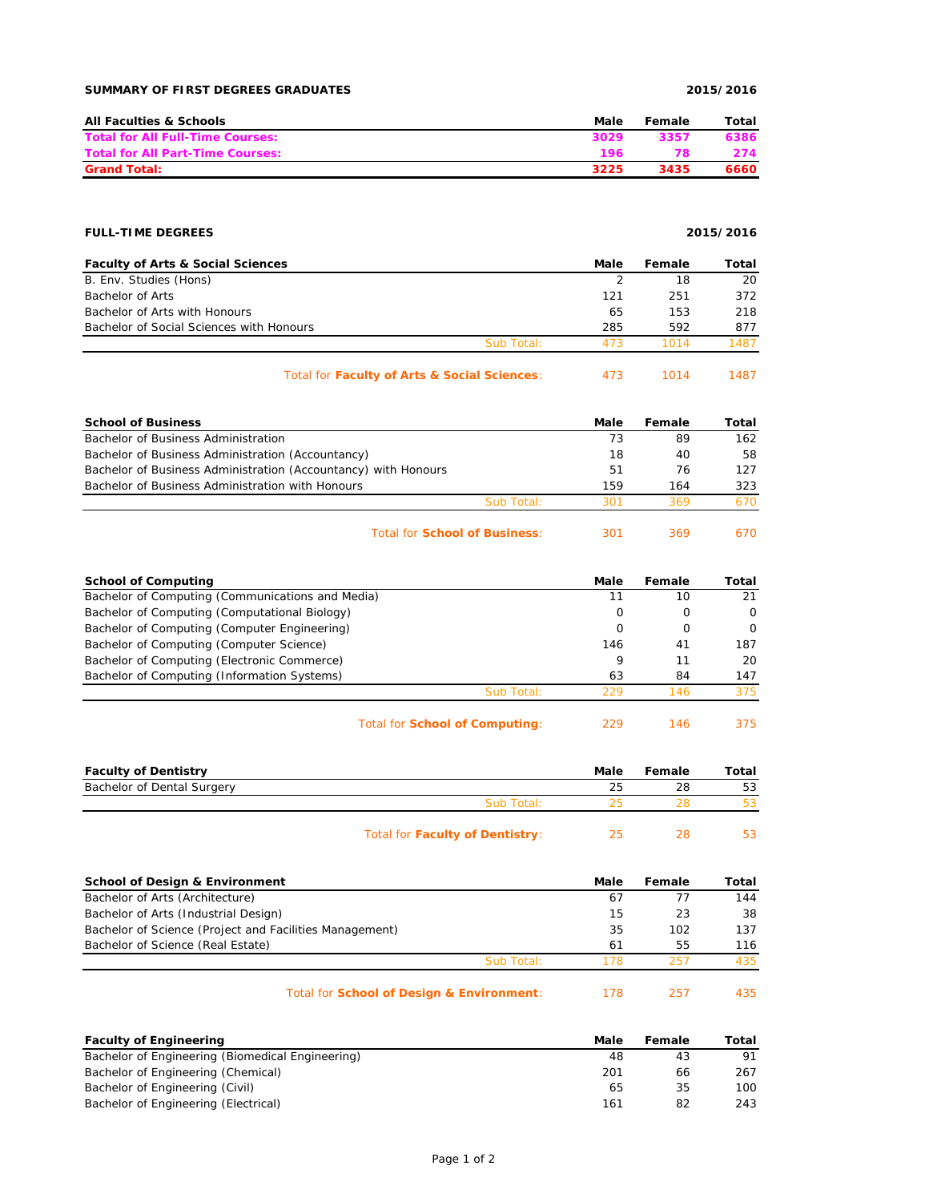**SUMMARY OF FIRST DEGREES GRADUATES** **2015/2016**

| All Faculties & Schools | Male | Female | Total |
|---|---|---|---|
| **Total for All Full-Time Courses:** | **3029** | **3357** | **6386** |
| **Total for All Part-Time Courses:** | **196** | **78** | **274** |
| **Grand Total:** | **3225** | **3435** | **6660** |

**FULL-TIME DEGREES** **2015/2016**

| Faculty of Arts & Social Sciences | Male | Female | Total |
|---|---|---|---|
| B. Env. Studies (Hons) | 2 | 18 | 20 |
| Bachelor of Arts | 121 | 251 | 372 |
| Bachelor of Arts with Honours | 65 | 153 | 218 |
| Bachelor of Social Sciences with Honours | 285 | 592 | 877 |
| Sub Total: | 473 | 1014 | 1487 |
| Total for **Faculty of Arts & Social Sciences**: | 473 | 1014 | 1487 |

| School of Business | Male | Female | Total |
|---|---|---|---|
| Bachelor of Business Administration | 73 | 89 | 162 |
| Bachelor of Business Administration (Accountancy) | 18 | 40 | 58 |
| Bachelor of Business Administration (Accountancy) with Honours | 51 | 76 | 127 |
| Bachelor of Business Administration with Honours | 159 | 164 | 323 |
| Sub Total: | 301 | 369 | 670 |
| Total for **School of Business**: | 301 | 369 | 670 |

| School of Computing | Male | Female | Total |
|---|---|---|---|
| Bachelor of Computing (Communications and Media) | 11 | 10 | 21 |
| Bachelor of Computing (Computational Biology) | 0 | 0 | 0 |
| Bachelor of Computing (Computer Engineering) | 0 | 0 | 0 |
| Bachelor of Computing (Computer Science) | 146 | 41 | 187 |
| Bachelor of Computing (Electronic Commerce) | 9 | 11 | 20 |
| Bachelor of Computing (Information Systems) | 63 | 84 | 147 |
| Sub Total: | 229 | 146 | 375 |
| Total for **School of Computing**: | 229 | 146 | 375 |

| Faculty of Dentistry | Male | Female | Total |
|---|---|---|---|
| Bachelor of Dental Surgery | 25 | 28 | 53 |
| Sub Total: | 25 | 28 | 53 |
| Total for **Faculty of Dentistry**: | 25 | 28 | 53 |

| School of Design & Environment | Male | Female | Total |
|---|---|---|---|
| Bachelor of Arts (Architecture) | 67 | 77 | 144 |
| Bachelor of Arts (Industrial Design) | 15 | 23 | 38 |
| Bachelor of Science (Project and Facilities Management) | 35 | 102 | 137 |
| Bachelor of Science (Real Estate) | 61 | 55 | 116 |
| Sub Total: | 178 | 257 | 435 |
| Total for **School of Design & Environment**: | 178 | 257 | 435 |

| Faculty of Engineering | Male | Female | Total |
|---|---|---|---|
| Bachelor of Engineering (Biomedical Engineering) | 48 | 43 | 91 |
| Bachelor of Engineering (Chemical) | 201 | 66 | 267 |
| Bachelor of Engineering (Civil) | 65 | 35 | 100 |
| Bachelor of Engineering (Electrical) | 161 | 82 | 243 |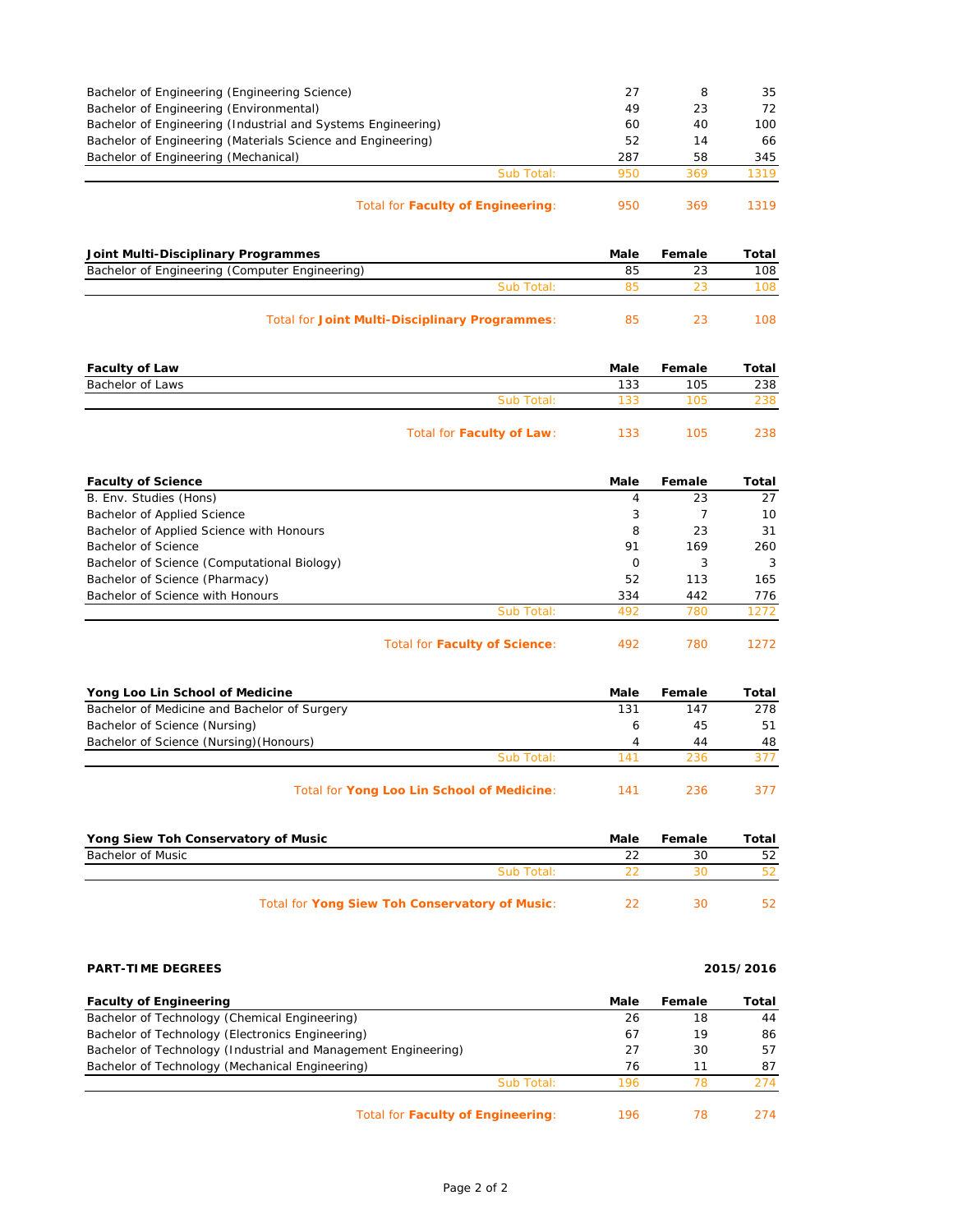| | Male | Female | Total |
|---|---|---|---|
| Bachelor of Engineering (Engineering Science) | 27 | 8 | 35 |
| Bachelor of Engineering (Environmental) | 49 | 23 | 72 |
| Bachelor of Engineering (Industrial and Systems Engineering) | 60 | 40 | 100 |
| Bachelor of Engineering (Materials Science and Engineering) | 52 | 14 | 66 |
| Bachelor of Engineering (Mechanical) | 287 | 58 | 345 |
| Sub Total: | 950 | 369 | 1319 |
| Total for **Faculty of Engineering**: | 950 | 369 | 1319 |

| **Joint Multi-Disciplinary Programmes** | **Male** | **Female** | **Total** |
|---|---|---|---|
| Bachelor of Engineering (Computer Engineering) | 85 | 23 | 108 |
| Sub Total: | 85 | 23 | 108 |
| Total for **Joint Multi-Disciplinary Programmes**: | 85 | 23 | 108 |

| **Faculty of Law** | **Male** | **Female** | **Total** |
|---|---|---|---|
| Bachelor of Laws | 133 | 105 | 238 |
| Sub Total: | 133 | 105 | 238 |
| Total for **Faculty of Law**: | 133 | 105 | 238 |

| **Faculty of Science** | **Male** | **Female** | **Total** |
|---|---|---|---|
| B. Env. Studies (Hons) | 4 | 23 | 27 |
| Bachelor of Applied Science | 3 | 7 | 10 |
| Bachelor of Applied Science with Honours | 8 | 23 | 31 |
| Bachelor of Science | 91 | 169 | 260 |
| Bachelor of Science (Computational Biology) | 0 | 3 | 3 |
| Bachelor of Science (Pharmacy) | 52 | 113 | 165 |
| Bachelor of Science with Honours | 334 | 442 | 776 |
| Sub Total: | 492 | 780 | 1272 |
| Total for **Faculty of Science**: | 492 | 780 | 1272 |

| **Yong Loo Lin School of Medicine** | **Male** | **Female** | **Total** |
|---|---|---|---|
| Bachelor of Medicine and Bachelor of Surgery | 131 | 147 | 278 |
| Bachelor of Science (Nursing) | 6 | 45 | 51 |
| Bachelor of Science (Nursing)(Honours) | 4 | 44 | 48 |
| Sub Total: | 141 | 236 | 377 |
| Total for **Yong Loo Lin School of Medicine**: | 141 | 236 | 377 |

| **Yong Siew Toh Conservatory of Music** | **Male** | **Female** | **Total** |
|---|---|---|---|
| Bachelor of Music | 22 | 30 | 52 |
| Sub Total: | 22 | 30 | 52 |
| Total for **Yong Siew Toh Conservatory of Music**: | 22 | 30 | 52 |

**PART-TIME DEGREES** **2015/2016**

| **Faculty of Engineering** | **Male** | **Female** | **Total** |
|---|---|---|---|
| Bachelor of Technology (Chemical Engineering) | 26 | 18 | 44 |
| Bachelor of Technology (Electronics Engineering) | 67 | 19 | 86 |
| Bachelor of Technology (Industrial and Management Engineering) | 27 | 30 | 57 |
| Bachelor of Technology (Mechanical Engineering) | 76 | 11 | 87 |
| Sub Total: | 196 | 78 | 274 |
| Total for **Faculty of Engineering**: | 196 | 78 | 274 |